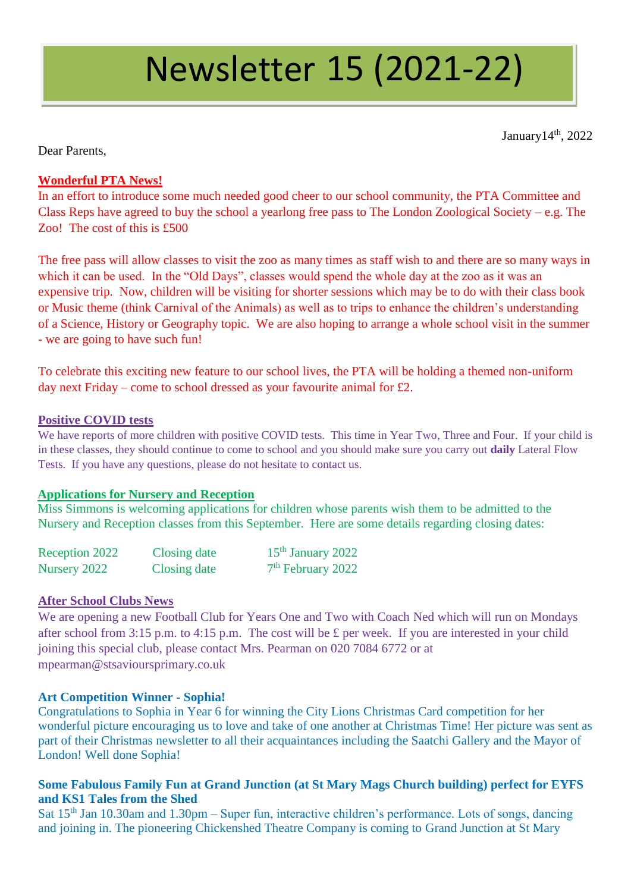# Newsletter 15 (2021-22)

January14th, 2022

Dear Parents,

**Wonderful PTA News!**

In an effort to introduce some much needed good cheer to our school community, the PTA Committee and Class Reps have agreed to buy the school a yearlong free pass to The London Zoological Society – e.g. The Zoo! The cost of this is £500

The free pass will allow classes to visit the zoo as many times as staff wish to and there are so many ways in which it can be used. In the "Old Days", classes would spend the whole day at the zoo as it was an expensive trip. Now, children will be visiting for shorter sessions which may be to do with their class book or Music theme (think Carnival of the Animals) as well as to trips to enhance the children's understanding of a Science, History or Geography topic. We are also hoping to arrange a whole school visit in the summer - we are going to have such fun!

To celebrate this exciting new feature to our school lives, the PTA will be holding a themed non-uniform day next Friday – come to school dressed as your favourite animal for £2.

**Positive COVID tests**

We have reports of more children with positive COVID tests. This time in Year Two, Three and Four. If your child is in these classes, they should continue to come to school and you should make sure you carry out **daily** Lateral Flow Tests. If you have any questions, please do not hesitate to contact us.

**Applications for Nursery and Reception**

Miss Simmons is welcoming applications for children whose parents wish them to be admitted to the Nursery and Reception classes from this September. Here are some details regarding closing dates:

| | | |
|---|---|---|
| Reception 2022 | Closing date | 15th January 2022 |
| Nursery 2022 | Closing date | 7th February 2022 |

**After School Clubs News**

We are opening a new Football Club for Years One and Two with Coach Ned which will run on Mondays after school from 3:15 p.m. to 4:15 p.m. The cost will be £ per week. If you are interested in your child joining this special club, please contact Mrs. Pearman on 020 7084 6772 or at mpearman@stsavioursprimary.co.uk

**Art Competition Winner - Sophia!**

Congratulations to Sophia in Year 6 for winning the City Lions Christmas Card competition for her wonderful picture encouraging us to love and take of one another at Christmas Time! Her picture was sent as part of their Christmas newsletter to all their acquaintances including the Saatchi Gallery and the Mayor of London! Well done Sophia!

**Some Fabulous Family Fun at Grand Junction (at St Mary Mags Church building) perfect for EYFS and KS1 Tales from the Shed**

Sat 15th Jan 10.30am and 1.30pm – Super fun, interactive children's performance. Lots of songs, dancing and joining in. The pioneering Chickenshed Theatre Company is coming to Grand Junction at St Mary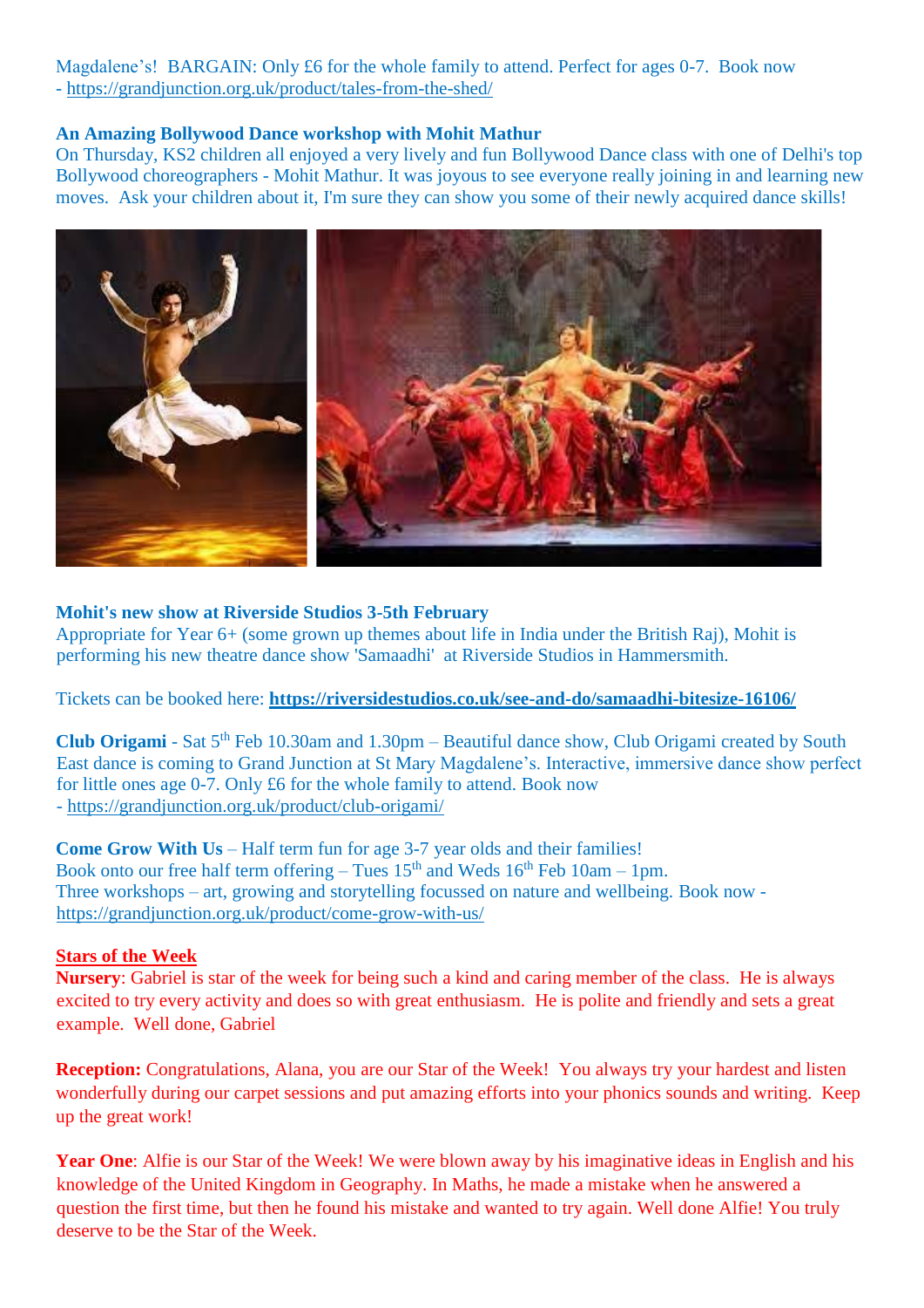Magdalene's! BARGAIN: Only £6 for the whole family to attend. Perfect for ages 0-7. Book now - https://grandjunction.org.uk/product/tales-from-the-shed/

**An Amazing Bollywood Dance workshop with Mohit Mathur**

On Thursday, KS2 children all enjoyed a very lively and fun Bollywood Dance class with one of Delhi's top Bollywood choreographers - Mohit Mathur. It was joyous to see everyone really joining in and learning new moves. Ask your children about it, I'm sure they can show you some of their newly acquired dance skills!

**Mohit's new show at Riverside Studios 3-5th February**

Appropriate for Year 6+ (some grown up themes about life in India under the British Raj), Mohit is performing his new theatre dance show 'Samaadhi' at Riverside Studios in Hammersmith.

Tickets can be booked here: **https://riversidestudios.co.uk/see-and-do/samaadhi-bitesize-16106/**

**Club Origami** - Sat 5th Feb 10.30am and 1.30pm – Beautiful dance show, Club Origami created by South East dance is coming to Grand Junction at St Mary Magdalene's. Interactive, immersive dance show perfect for little ones age 0-7. Only £6 for the whole family to attend. Book now - https://grandjunction.org.uk/product/club-origami/

**Come Grow With Us** – Half term fun for age 3-7 year olds and their families!
Book onto our free half term offering – Tues 15th and Weds 16th Feb 10am – 1pm.
Three workshops – art, growing and storytelling focussed on nature and wellbeing. Book now - https://grandjunction.org.uk/product/come-grow-with-us/

**Stars of the Week**

**Nursery**: Gabriel is star of the week for being such a kind and caring member of the class. He is always excited to try every activity and does so with great enthusiasm. He is polite and friendly and sets a great example. Well done, Gabriel

**Reception:** Congratulations, Alana, you are our Star of the Week! You always try your hardest and listen wonderfully during our carpet sessions and put amazing efforts into your phonics sounds and writing. Keep up the great work!

**Year One**: Alfie is our Star of the Week! We were blown away by his imaginative ideas in English and his knowledge of the United Kingdom in Geography. In Maths, he made a mistake when he answered a question the first time, but then he found his mistake and wanted to try again. Well done Alfie! You truly deserve to be the Star of the Week.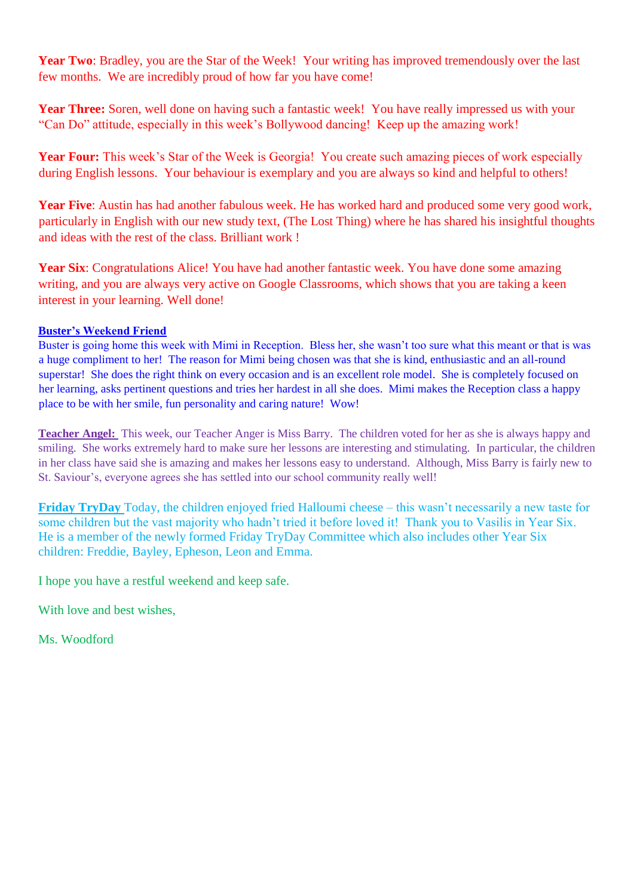**Year Two**: Bradley, you are the Star of the Week! Your writing has improved tremendously over the last few months. We are incredibly proud of how far you have come!

**Year Three:** Soren, well done on having such a fantastic week! You have really impressed us with your "Can Do" attitude, especially in this week's Bollywood dancing! Keep up the amazing work!

**Year Four:** This week's Star of the Week is Georgia! You create such amazing pieces of work especially during English lessons. Your behaviour is exemplary and you are always so kind and helpful to others!

**Year Five**: Austin has had another fabulous week. He has worked hard and produced some very good work, particularly in English with our new study text, (The Lost Thing) where he has shared his insightful thoughts and ideas with the rest of the class. Brilliant work !

**Year Six**: Congratulations Alice! You have had another fantastic week. You have done some amazing writing, and you are always very active on Google Classrooms, which shows that you are taking a keen interest in your learning. Well done!

**Buster's Weekend Friend**

Buster is going home this week with Mimi in Reception. Bless her, she wasn't too sure what this meant or that is was a huge compliment to her! The reason for Mimi being chosen was that she is kind, enthusiastic and an all-round superstar! She does the right think on every occasion and is an excellent role model. She is completely focused on her learning, asks pertinent questions and tries her hardest in all she does. Mimi makes the Reception class a happy place to be with her smile, fun personality and caring nature! Wow!

**Teacher Angel:** This week, our Teacher Anger is Miss Barry. The children voted for her as she is always happy and smiling. She works extremely hard to make sure her lessons are interesting and stimulating. In particular, the children in her class have said she is amazing and makes her lessons easy to understand. Although, Miss Barry is fairly new to St. Saviour's, everyone agrees she has settled into our school community really well!

**Friday TryDay** Today, the children enjoyed fried Halloumi cheese – this wasn't necessarily a new taste for some children but the vast majority who hadn't tried it before loved it! Thank you to Vasilis in Year Six. He is a member of the newly formed Friday TryDay Committee which also includes other Year Six children: Freddie, Bayley, Epheson, Leon and Emma.

I hope you have a restful weekend and keep safe.

With love and best wishes,

Ms. Woodford